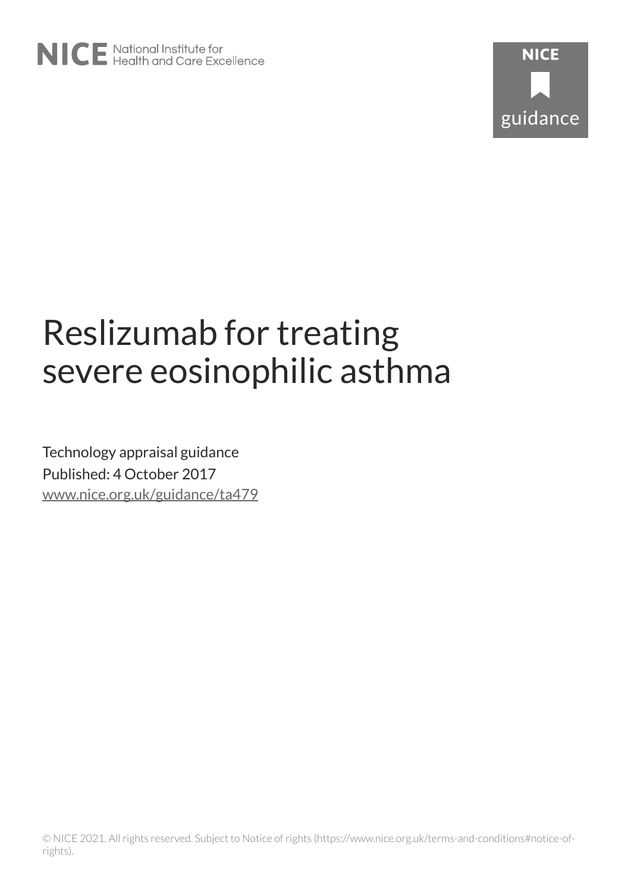# Reslizumab for treating severe eosinophilic asthma

Technology appraisal guidance

Published: 4 October 2017

www.nice.org.uk/guidance/ta479

© NICE 2021. All rights reserved. Subject to Notice of rights (https://www.nice.org.uk/terms-and-conditions#notice-of-rights).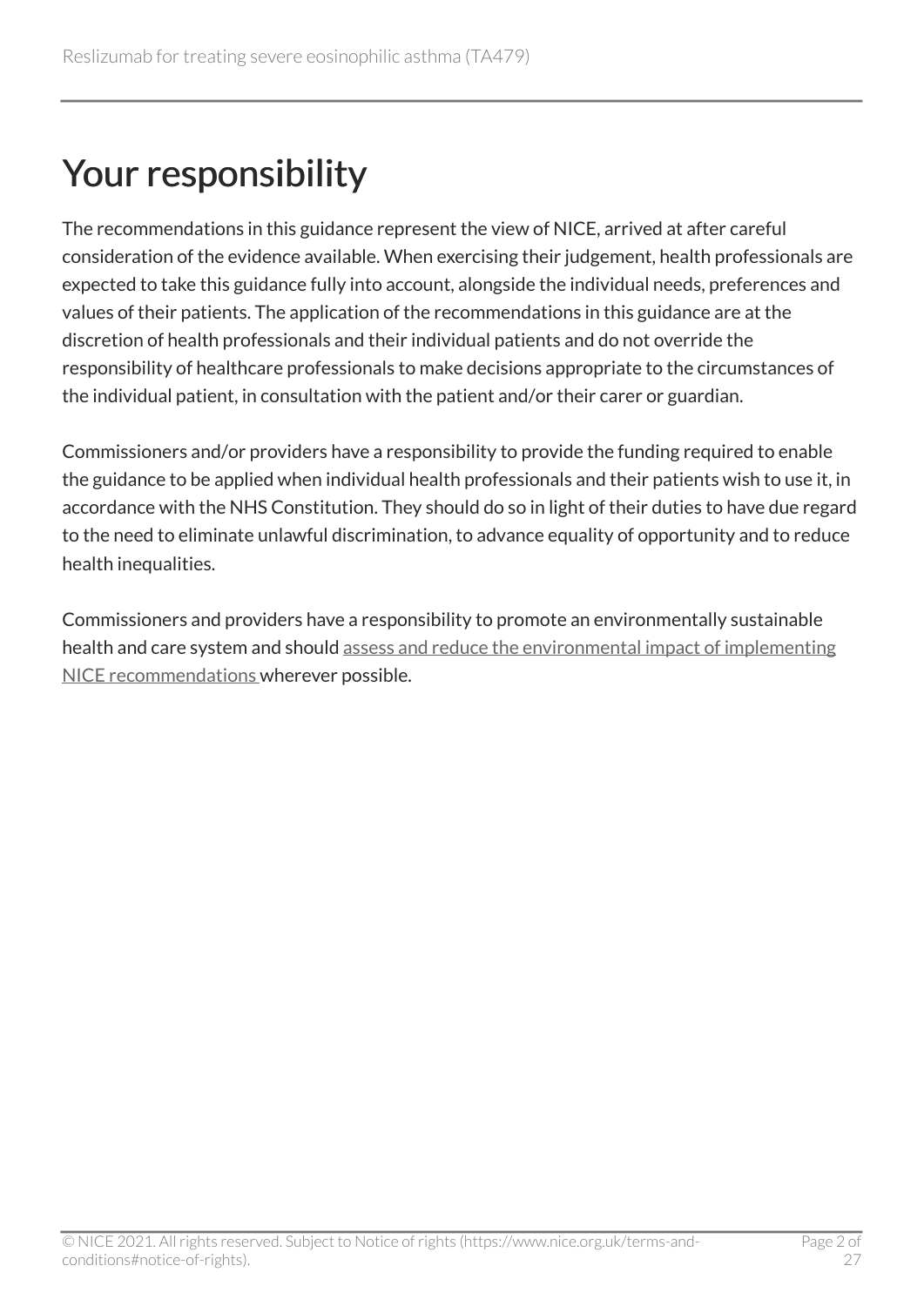# Your responsibility

The recommendations in this guidance represent the view of NICE, arrived at after careful consideration of the evidence available. When exercising their judgement, health professionals are expected to take this guidance fully into account, alongside the individual needs, preferences and values of their patients. The application of the recommendations in this guidance are at the discretion of health professionals and their individual patients and do not override the responsibility of healthcare professionals to make decisions appropriate to the circumstances of the individual patient, in consultation with the patient and/or their carer or guardian.

Commissioners and/or providers have a responsibility to provide the funding required to enable the guidance to be applied when individual health professionals and their patients wish to use it, in accordance with the NHS Constitution. They should do so in light of their duties to have due regard to the need to eliminate unlawful discrimination, to advance equality of opportunity and to reduce health inequalities.

Commissioners and providers have a responsibility to promote an environmentally sustainable health and care system and should assess and reduce the environmental impact of implementing NICE recommendations wherever possible.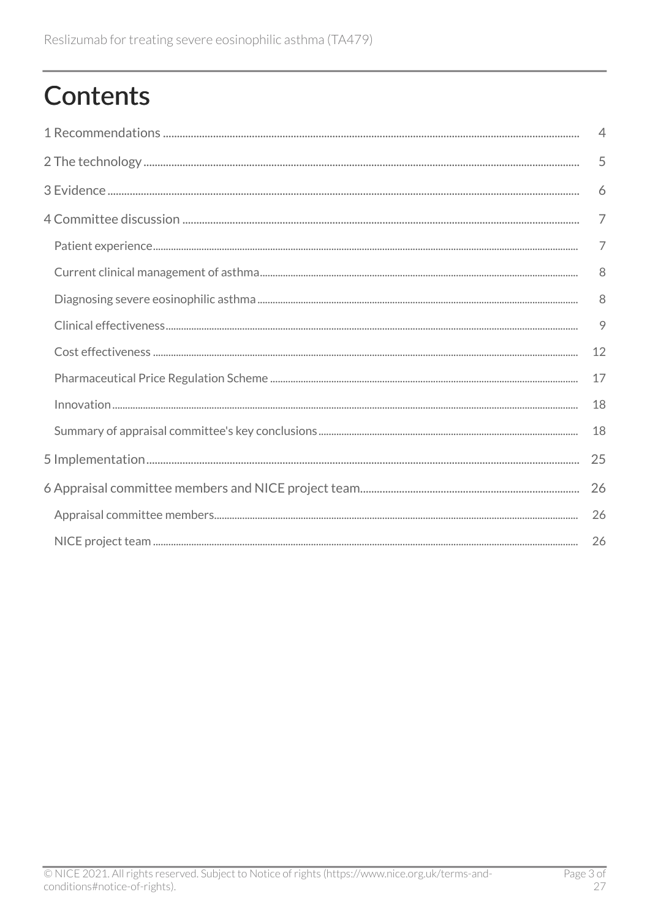# Contents

1 Recommendations .................................................................................................................................... 4

2 The technology ......................................................................................................................................... 5

3 Evidence ...................................................................................................................................................... 6

4 Committee discussion ............................................................................................................................ 7

Patient experience ........................................................................................................................................ 7

Current clinical management of asthma ................................................................................................. 8

Diagnosing severe eosinophilic asthma .................................................................................................. 8

Clinical effectiveness .................................................................................................................................... 9

Cost effectiveness ......................................................................................................................................... 12

Pharmaceutical Price Regulation Scheme ............................................................................................. 17

Innovation ........................................................................................................................................................ 18

Summary of appraisal committee's key conclusions ........................................................................ 18

5 Implementation ......................................................................................................................................... 25

6 Appraisal committee members and NICE project team ................................................................ 26

Appraisal committee members ................................................................................................................. 26

NICE project team ......................................................................................................................................... 26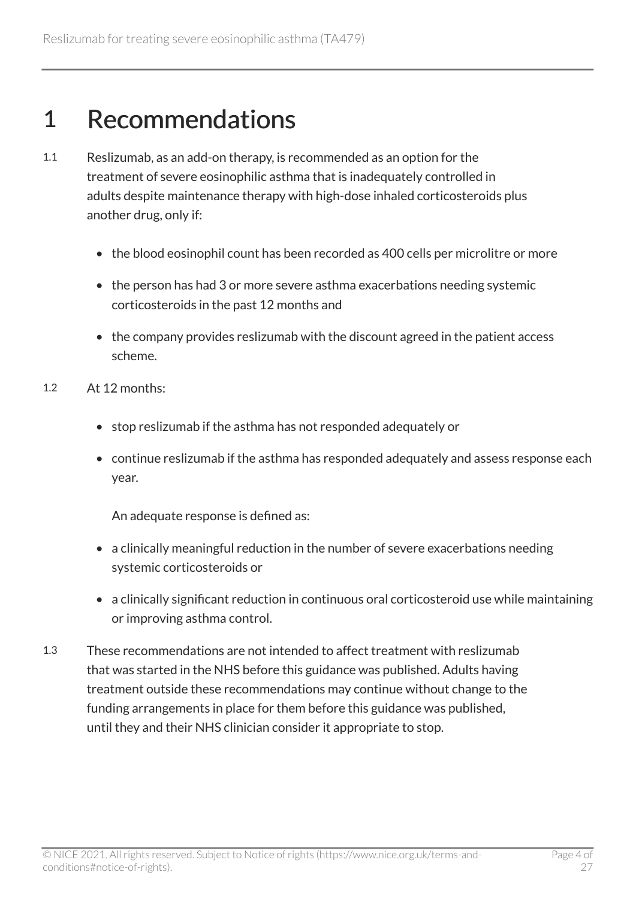# 1 Recommendations

1.1 Reslizumab, as an add-on therapy, is recommended as an option for the treatment of severe eosinophilic asthma that is inadequately controlled in adults despite maintenance therapy with high-dose inhaled corticosteroids plus another drug, only if:

- the blood eosinophil count has been recorded as 400 cells per microlitre or more
- the person has had 3 or more severe asthma exacerbations needing systemic corticosteroids in the past 12 months and
- the company provides reslizumab with the discount agreed in the patient access scheme.

1.2 At 12 months:

- stop reslizumab if the asthma has not responded adequately or
- continue reslizumab if the asthma has responded adequately and assess response each year.

  An adequate response is defined as:

- a clinically meaningful reduction in the number of severe exacerbations needing systemic corticosteroids or
- a clinically significant reduction in continuous oral corticosteroid use while maintaining or improving asthma control.

1.3 These recommendations are not intended to affect treatment with reslizumab that was started in the NHS before this guidance was published. Adults having treatment outside these recommendations may continue without change to the funding arrangements in place for them before this guidance was published, until they and their NHS clinician consider it appropriate to stop.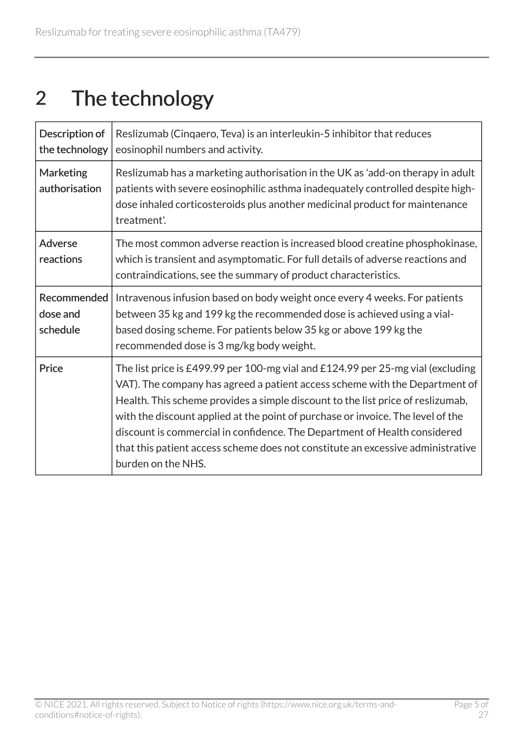# 2 The technology

| | |
|---|---|
| Description of the technology | Reslizumab (Cinqaero, Teva) is an interleukin-5 inhibitor that reduces eosinophil numbers and activity. |
| Marketing authorisation | Reslizumab has a marketing authorisation in the UK as 'add-on therapy in adult patients with severe eosinophilic asthma inadequately controlled despite high-dose inhaled corticosteroids plus another medicinal product for maintenance treatment'. |
| Adverse reactions | The most common adverse reaction is increased blood creatine phosphokinase, which is transient and asymptomatic. For full details of adverse reactions and contraindications, see the summary of product characteristics. |
| Recommended dose and schedule | Intravenous infusion based on body weight once every 4 weeks. For patients between 35 kg and 199 kg the recommended dose is achieved using a vial-based dosing scheme. For patients below 35 kg or above 199 kg the recommended dose is 3 mg/kg body weight. |
| Price | The list price is £499.99 per 100-mg vial and £124.99 per 25-mg vial (excluding VAT). The company has agreed a patient access scheme with the Department of Health. This scheme provides a simple discount to the list price of reslizumab, with the discount applied at the point of purchase or invoice. The level of the discount is commercial in confidence. The Department of Health considered that this patient access scheme does not constitute an excessive administrative burden on the NHS. |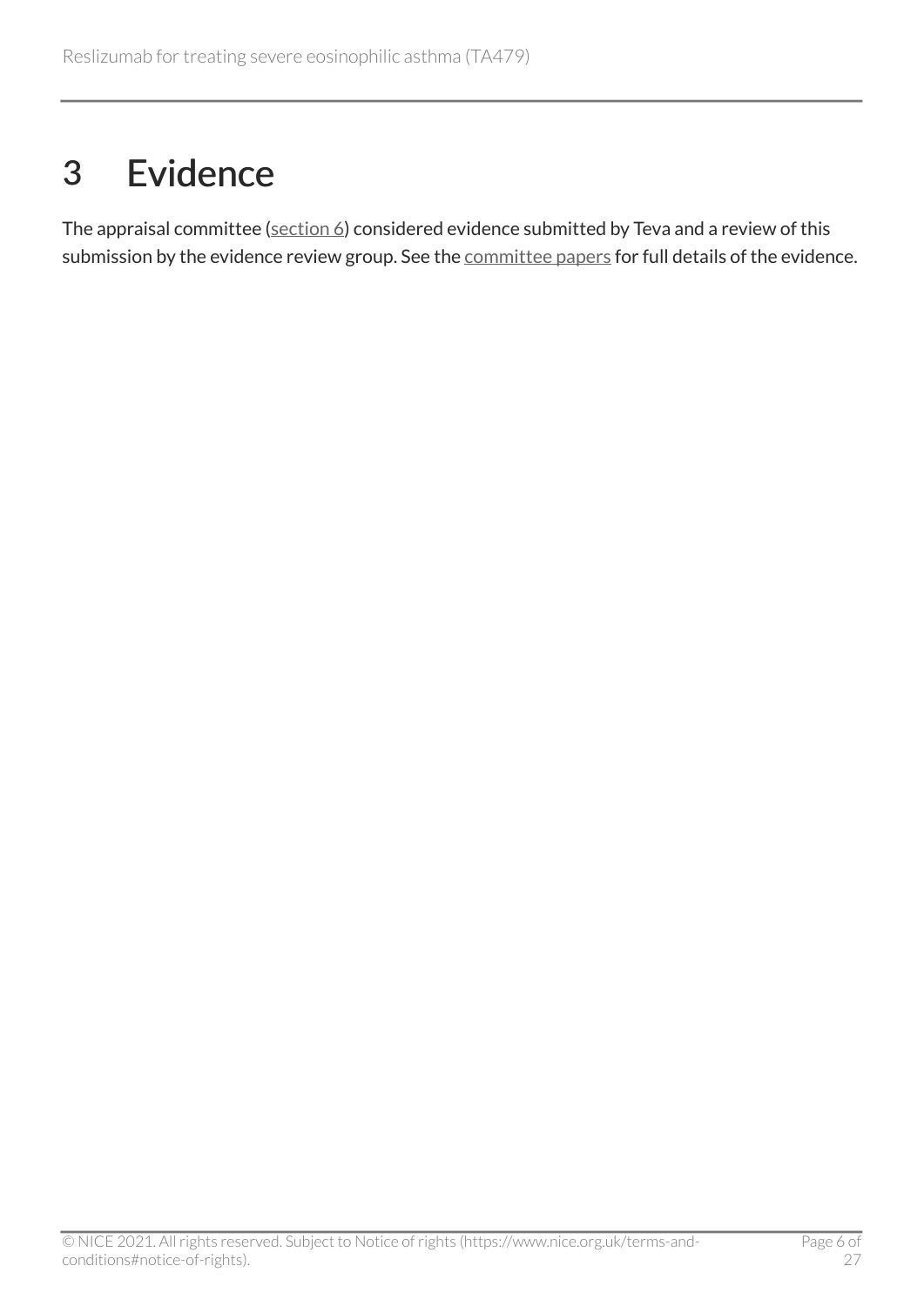# 3 Evidence

The appraisal committee (section 6) considered evidence submitted by Teva and a review of this submission by the evidence review group. See the committee papers for full details of the evidence.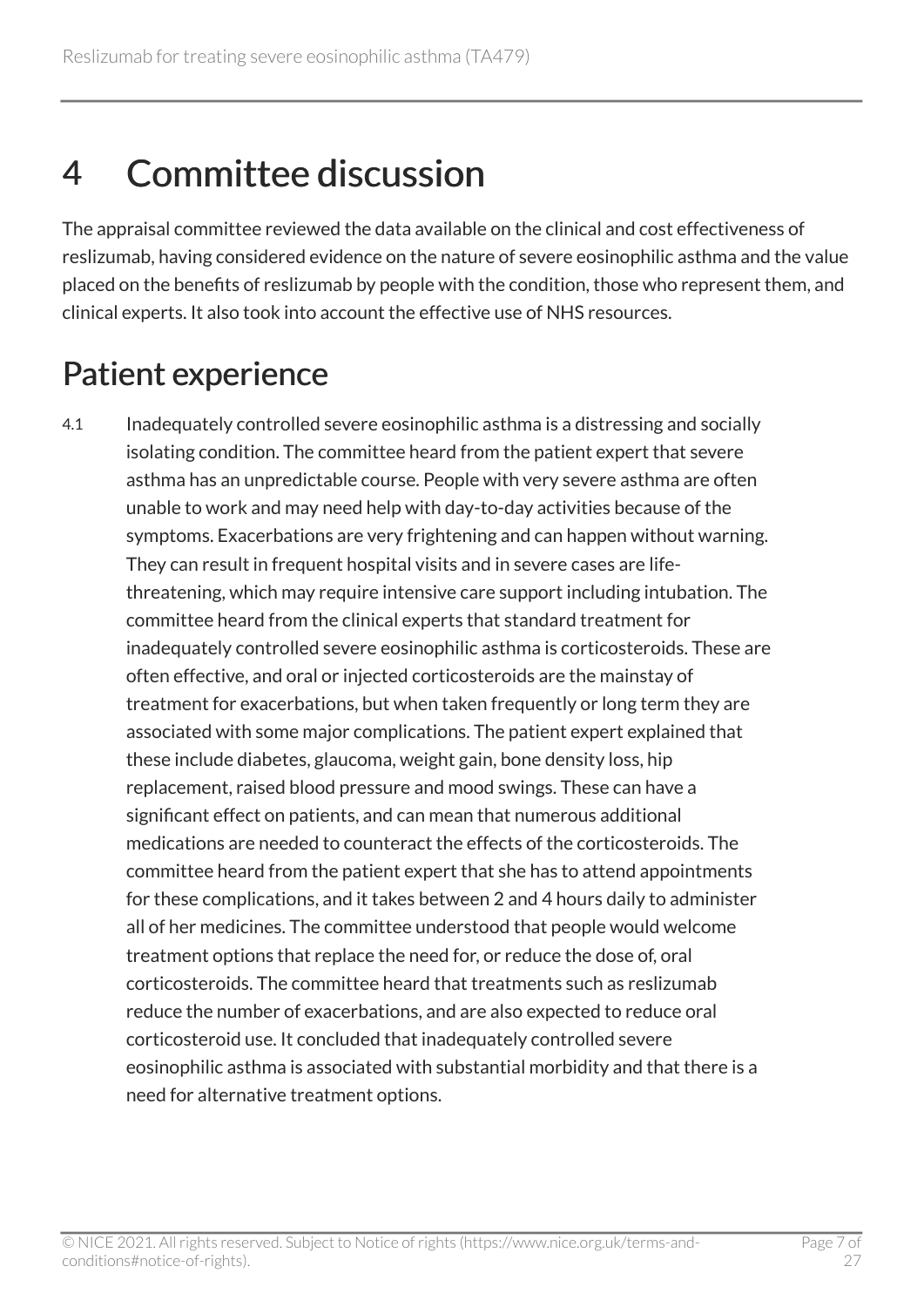# 4 Committee discussion

The appraisal committee reviewed the data available on the clinical and cost effectiveness of reslizumab, having considered evidence on the nature of severe eosinophilic asthma and the value placed on the benefits of reslizumab by people with the condition, those who represent them, and clinical experts. It also took into account the effective use of NHS resources.

## Patient experience

4.1 Inadequately controlled severe eosinophilic asthma is a distressing and socially isolating condition. The committee heard from the patient expert that severe asthma has an unpredictable course. People with very severe asthma are often unable to work and may need help with day-to-day activities because of the symptoms. Exacerbations are very frightening and can happen without warning. They can result in frequent hospital visits and in severe cases are life-threatening, which may require intensive care support including intubation. The committee heard from the clinical experts that standard treatment for inadequately controlled severe eosinophilic asthma is corticosteroids. These are often effective, and oral or injected corticosteroids are the mainstay of treatment for exacerbations, but when taken frequently or long term they are associated with some major complications. The patient expert explained that these include diabetes, glaucoma, weight gain, bone density loss, hip replacement, raised blood pressure and mood swings. These can have a significant effect on patients, and can mean that numerous additional medications are needed to counteract the effects of the corticosteroids. The committee heard from the patient expert that she has to attend appointments for these complications, and it takes between 2 and 4 hours daily to administer all of her medicines. The committee understood that people would welcome treatment options that replace the need for, or reduce the dose of, oral corticosteroids. The committee heard that treatments such as reslizumab reduce the number of exacerbations, and are also expected to reduce oral corticosteroid use. It concluded that inadequately controlled severe eosinophilic asthma is associated with substantial morbidity and that there is a need for alternative treatment options.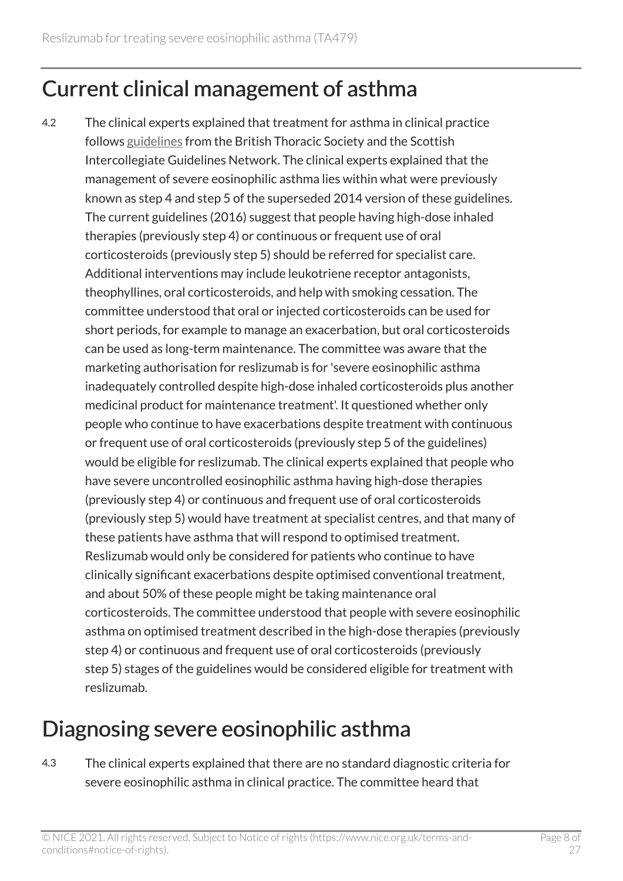## Current clinical management of asthma

4.2 The clinical experts explained that treatment for asthma in clinical practice follows guidelines from the British Thoracic Society and the Scottish Intercollegiate Guidelines Network. The clinical experts explained that the management of severe eosinophilic asthma lies within what were previously known as step 4 and step 5 of the superseded 2014 version of these guidelines. The current guidelines (2016) suggest that people having high-dose inhaled therapies (previously step 4) or continuous or frequent use of oral corticosteroids (previously step 5) should be referred for specialist care. Additional interventions may include leukotriene receptor antagonists, theophyllines, oral corticosteroids, and help with smoking cessation. The committee understood that oral or injected corticosteroids can be used for short periods, for example to manage an exacerbation, but oral corticosteroids can be used as long-term maintenance. The committee was aware that the marketing authorisation for reslizumab is for 'severe eosinophilic asthma inadequately controlled despite high-dose inhaled corticosteroids plus another medicinal product for maintenance treatment'. It questioned whether only people who continue to have exacerbations despite treatment with continuous or frequent use of oral corticosteroids (previously step 5 of the guidelines) would be eligible for reslizumab. The clinical experts explained that people who have severe uncontrolled eosinophilic asthma having high-dose therapies (previously step 4) or continuous and frequent use of oral corticosteroids (previously step 5) would have treatment at specialist centres, and that many of these patients have asthma that will respond to optimised treatment. Reslizumab would only be considered for patients who continue to have clinically significant exacerbations despite optimised conventional treatment, and about 50% of these people might be taking maintenance oral corticosteroids. The committee understood that people with severe eosinophilic asthma on optimised treatment described in the high-dose therapies (previously step 4) or continuous and frequent use of oral corticosteroids (previously step 5) stages of the guidelines would be considered eligible for treatment with reslizumab.

## Diagnosing severe eosinophilic asthma

4.3 The clinical experts explained that there are no standard diagnostic criteria for severe eosinophilic asthma in clinical practice. The committee heard that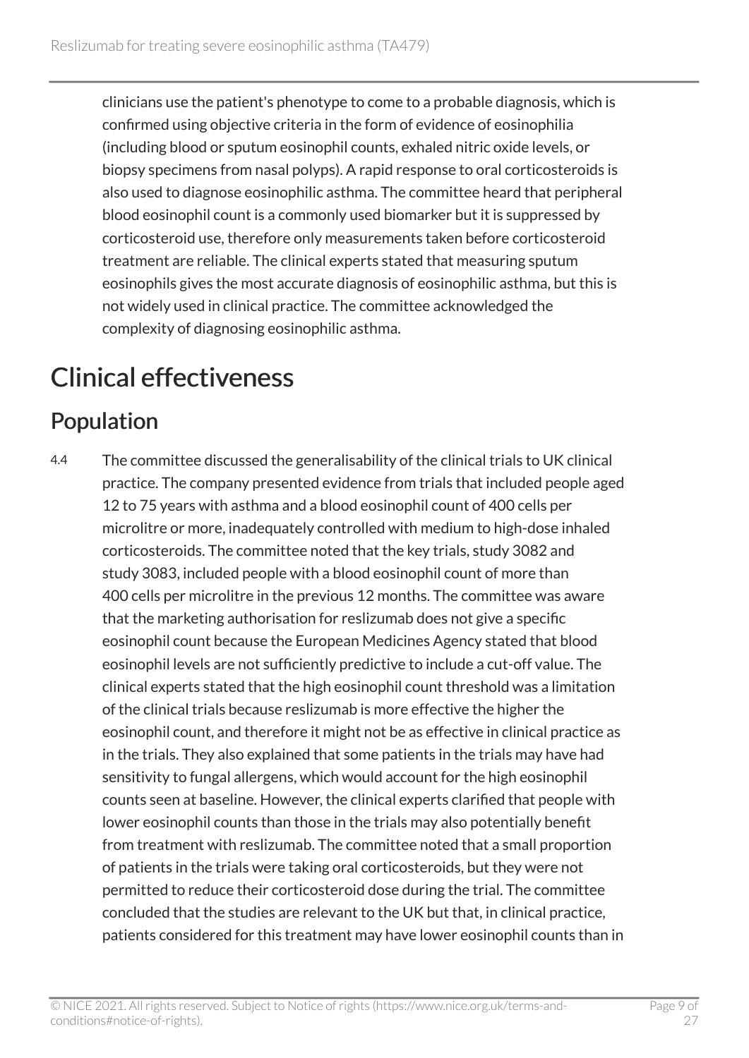clinicians use the patient's phenotype to come to a probable diagnosis, which is confirmed using objective criteria in the form of evidence of eosinophilia (including blood or sputum eosinophil counts, exhaled nitric oxide levels, or biopsy specimens from nasal polyps). A rapid response to oral corticosteroids is also used to diagnose eosinophilic asthma. The committee heard that peripheral blood eosinophil count is a commonly used biomarker but it is suppressed by corticosteroid use, therefore only measurements taken before corticosteroid treatment are reliable. The clinical experts stated that measuring sputum eosinophils gives the most accurate diagnosis of eosinophilic asthma, but this is not widely used in clinical practice. The committee acknowledged the complexity of diagnosing eosinophilic asthma.

# Clinical effectiveness

## Population

4.4 The committee discussed the generalisability of the clinical trials to UK clinical practice. The company presented evidence from trials that included people aged 12 to 75 years with asthma and a blood eosinophil count of 400 cells per microlitre or more, inadequately controlled with medium to high-dose inhaled corticosteroids. The committee noted that the key trials, study 3082 and study 3083, included people with a blood eosinophil count of more than 400 cells per microlitre in the previous 12 months. The committee was aware that the marketing authorisation for reslizumab does not give a specific eosinophil count because the European Medicines Agency stated that blood eosinophil levels are not sufficiently predictive to include a cut-off value. The clinical experts stated that the high eosinophil count threshold was a limitation of the clinical trials because reslizumab is more effective the higher the eosinophil count, and therefore it might not be as effective in clinical practice as in the trials. They also explained that some patients in the trials may have had sensitivity to fungal allergens, which would account for the high eosinophil counts seen at baseline. However, the clinical experts clarified that people with lower eosinophil counts than those in the trials may also potentially benefit from treatment with reslizumab. The committee noted that a small proportion of patients in the trials were taking oral corticosteroids, but they were not permitted to reduce their corticosteroid dose during the trial. The committee concluded that the studies are relevant to the UK but that, in clinical practice, patients considered for this treatment may have lower eosinophil counts than in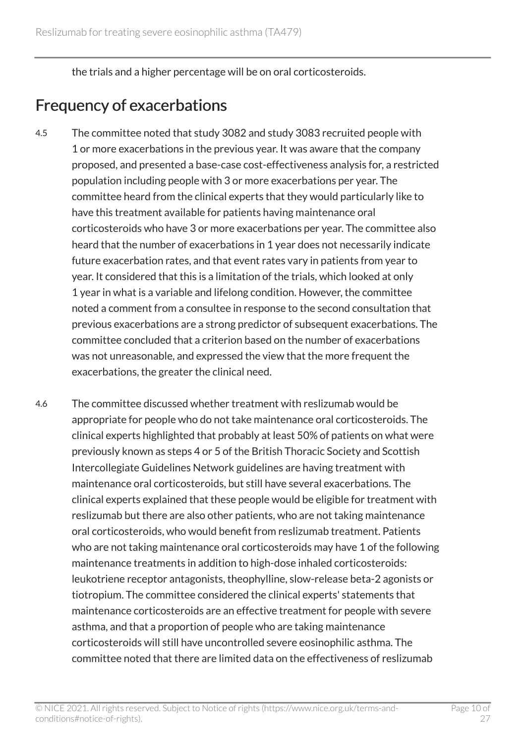the trials and a higher percentage will be on oral corticosteroids.

## Frequency of exacerbations

4.5 The committee noted that study 3082 and study 3083 recruited people with 1 or more exacerbations in the previous year. It was aware that the company proposed, and presented a base-case cost-effectiveness analysis for, a restricted population including people with 3 or more exacerbations per year. The committee heard from the clinical experts that they would particularly like to have this treatment available for patients having maintenance oral corticosteroids who have 3 or more exacerbations per year. The committee also heard that the number of exacerbations in 1 year does not necessarily indicate future exacerbation rates, and that event rates vary in patients from year to year. It considered that this is a limitation of the trials, which looked at only 1 year in what is a variable and lifelong condition. However, the committee noted a comment from a consultee in response to the second consultation that previous exacerbations are a strong predictor of subsequent exacerbations. The committee concluded that a criterion based on the number of exacerbations was not unreasonable, and expressed the view that the more frequent the exacerbations, the greater the clinical need.

4.6 The committee discussed whether treatment with reslizumab would be appropriate for people who do not take maintenance oral corticosteroids. The clinical experts highlighted that probably at least 50% of patients on what were previously known as steps 4 or 5 of the British Thoracic Society and Scottish Intercollegiate Guidelines Network guidelines are having treatment with maintenance oral corticosteroids, but still have several exacerbations. The clinical experts explained that these people would be eligible for treatment with reslizumab but there are also other patients, who are not taking maintenance oral corticosteroids, who would benefit from reslizumab treatment. Patients who are not taking maintenance oral corticosteroids may have 1 of the following maintenance treatments in addition to high-dose inhaled corticosteroids: leukotriene receptor antagonists, theophylline, slow-release beta-2 agonists or tiotropium. The committee considered the clinical experts' statements that maintenance corticosteroids are an effective treatment for people with severe asthma, and that a proportion of people who are taking maintenance corticosteroids will still have uncontrolled severe eosinophilic asthma. The committee noted that there are limited data on the effectiveness of reslizumab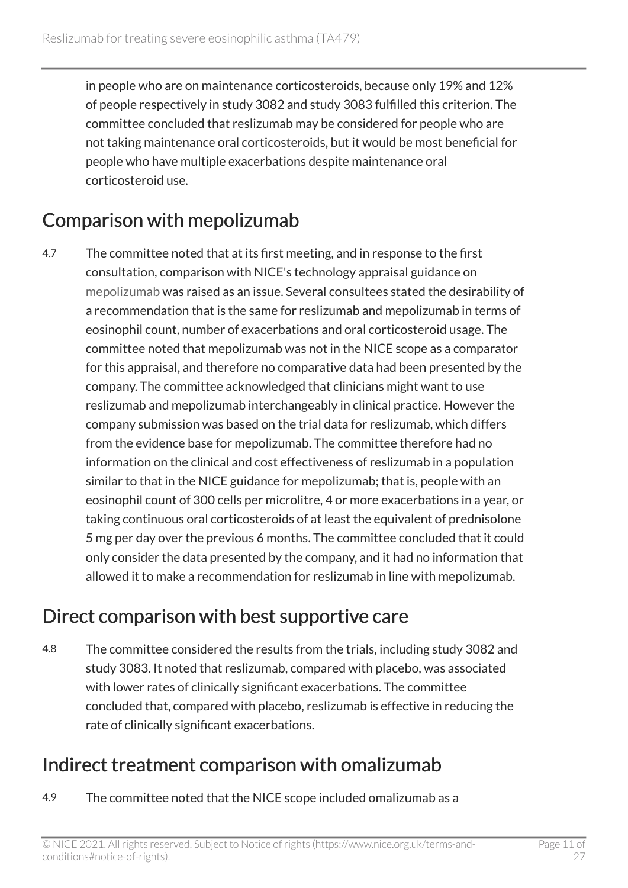in people who are on maintenance corticosteroids, because only 19% and 12% of people respectively in study 3082 and study 3083 fulfilled this criterion. The committee concluded that reslizumab may be considered for people who are not taking maintenance oral corticosteroids, but it would be most beneficial for people who have multiple exacerbations despite maintenance oral corticosteroid use.

## Comparison with mepolizumab

4.7 The committee noted that at its first meeting, and in response to the first consultation, comparison with NICE's technology appraisal guidance on mepolizumab was raised as an issue. Several consultees stated the desirability of a recommendation that is the same for reslizumab and mepolizumab in terms of eosinophil count, number of exacerbations and oral corticosteroid usage. The committee noted that mepolizumab was not in the NICE scope as a comparator for this appraisal, and therefore no comparative data had been presented by the company. The committee acknowledged that clinicians might want to use reslizumab and mepolizumab interchangeably in clinical practice. However the company submission was based on the trial data for reslizumab, which differs from the evidence base for mepolizumab. The committee therefore had no information on the clinical and cost effectiveness of reslizumab in a population similar to that in the NICE guidance for mepolizumab; that is, people with an eosinophil count of 300 cells per microlitre, 4 or more exacerbations in a year, or taking continuous oral corticosteroids of at least the equivalent of prednisolone 5 mg per day over the previous 6 months. The committee concluded that it could only consider the data presented by the company, and it had no information that allowed it to make a recommendation for reslizumab in line with mepolizumab.

## Direct comparison with best supportive care

4.8 The committee considered the results from the trials, including study 3082 and study 3083. It noted that reslizumab, compared with placebo, was associated with lower rates of clinically significant exacerbations. The committee concluded that, compared with placebo, reslizumab is effective in reducing the rate of clinically significant exacerbations.

## Indirect treatment comparison with omalizumab

4.9 The committee noted that the NICE scope included omalizumab as a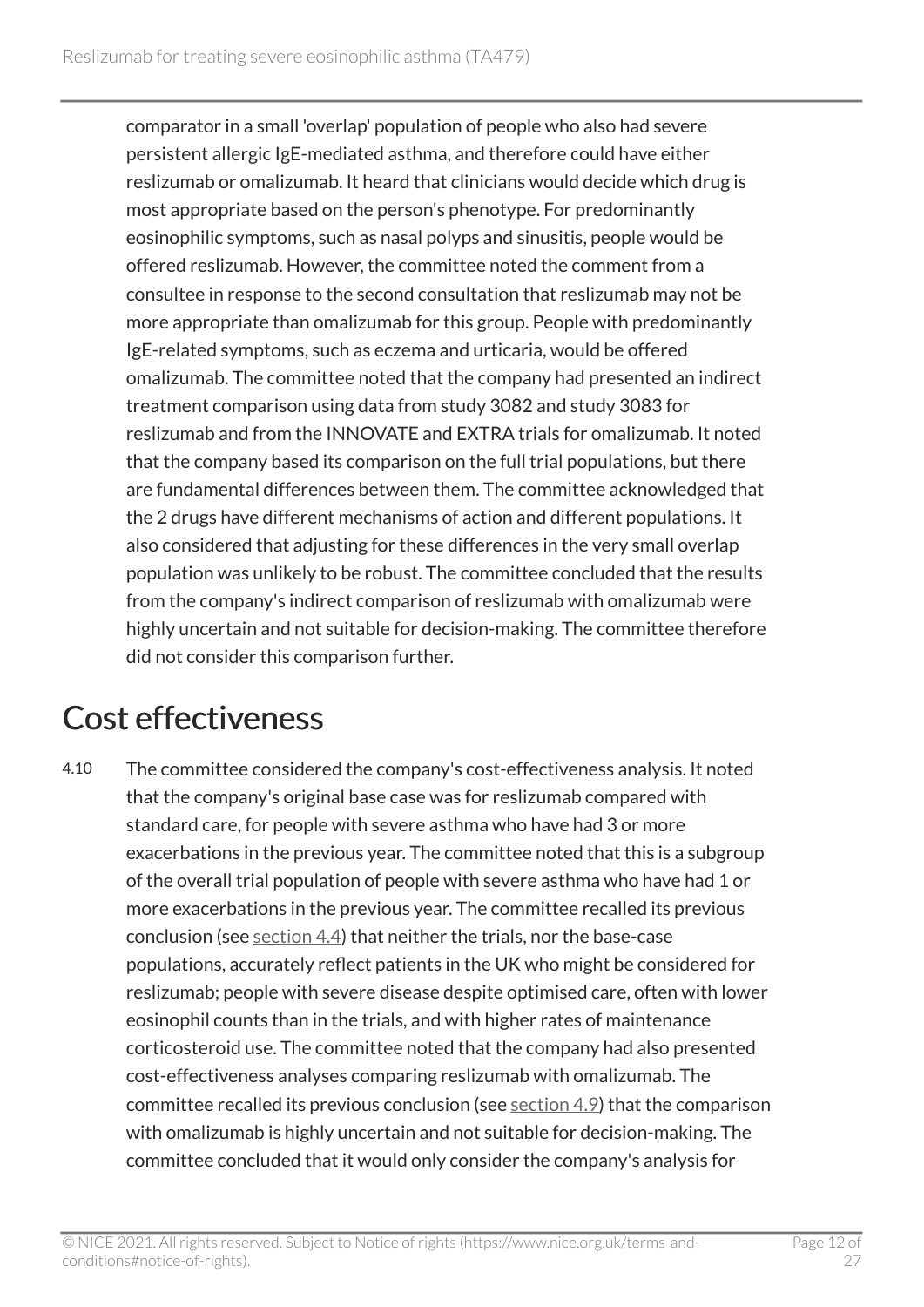comparator in a small 'overlap' population of people who also had severe persistent allergic IgE-mediated asthma, and therefore could have either reslizumab or omalizumab. It heard that clinicians would decide which drug is most appropriate based on the person's phenotype. For predominantly eosinophilic symptoms, such as nasal polyps and sinusitis, people would be offered reslizumab. However, the committee noted the comment from a consultee in response to the second consultation that reslizumab may not be more appropriate than omalizumab for this group. People with predominantly IgE-related symptoms, such as eczema and urticaria, would be offered omalizumab. The committee noted that the company had presented an indirect treatment comparison using data from study 3082 and study 3083 for reslizumab and from the INNOVATE and EXTRA trials for omalizumab. It noted that the company based its comparison on the full trial populations, but there are fundamental differences between them. The committee acknowledged that the 2 drugs have different mechanisms of action and different populations. It also considered that adjusting for these differences in the very small overlap population was unlikely to be robust. The committee concluded that the results from the company's indirect comparison of reslizumab with omalizumab were highly uncertain and not suitable for decision-making. The committee therefore did not consider this comparison further.

## Cost effectiveness

4.10 The committee considered the company's cost-effectiveness analysis. It noted that the company's original base case was for reslizumab compared with standard care, for people with severe asthma who have had 3 or more exacerbations in the previous year. The committee noted that this is a subgroup of the overall trial population of people with severe asthma who have had 1 or more exacerbations in the previous year. The committee recalled its previous conclusion (see section 4.4) that neither the trials, nor the base-case populations, accurately reflect patients in the UK who might be considered for reslizumab; people with severe disease despite optimised care, often with lower eosinophil counts than in the trials, and with higher rates of maintenance corticosteroid use. The committee noted that the company had also presented cost-effectiveness analyses comparing reslizumab with omalizumab. The committee recalled its previous conclusion (see section 4.9) that the comparison with omalizumab is highly uncertain and not suitable for decision-making. The committee concluded that it would only consider the company's analysis for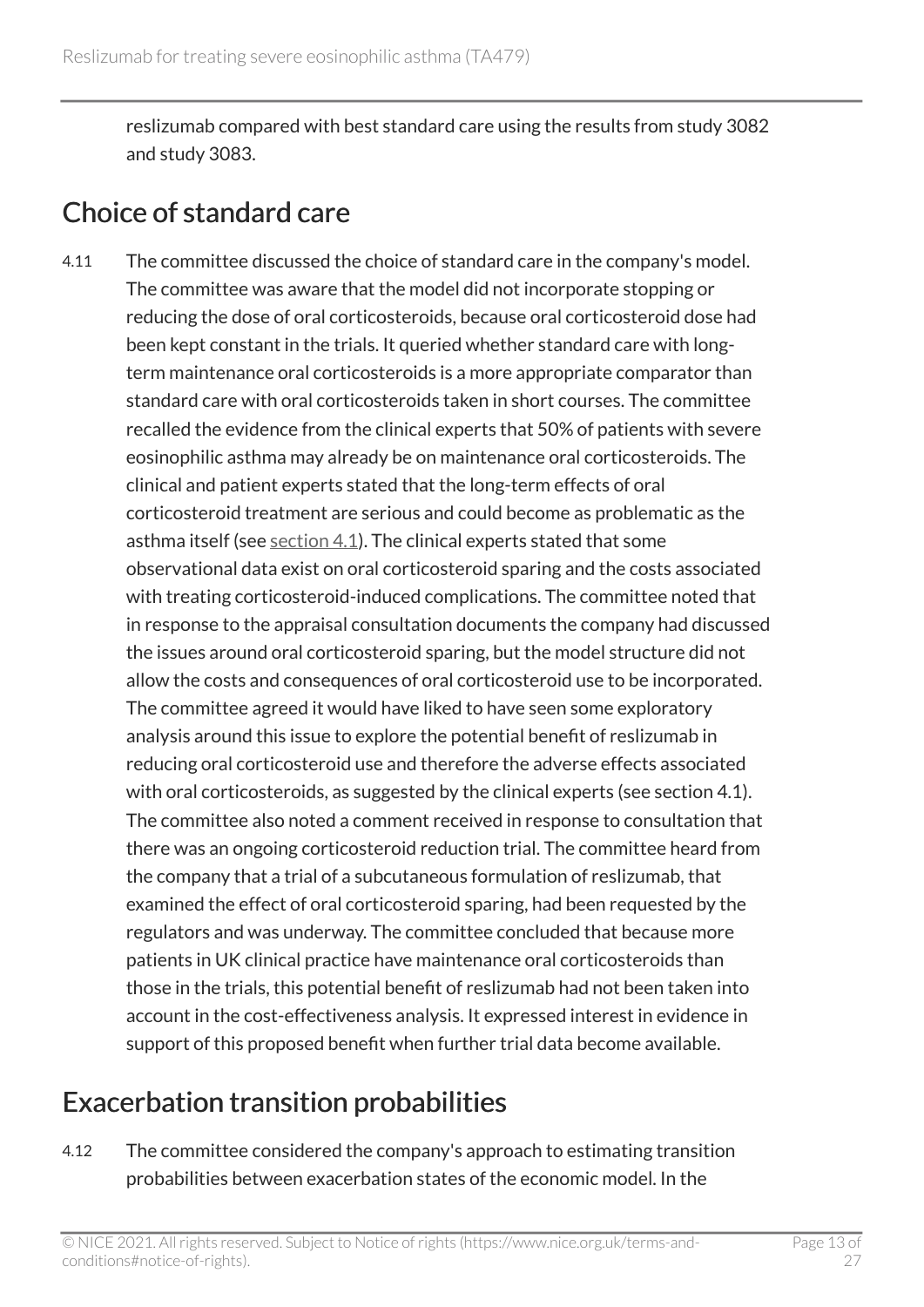reslizumab compared with best standard care using the results from study 3082 and study 3083.

## Choice of standard care

4.11 The committee discussed the choice of standard care in the company's model. The committee was aware that the model did not incorporate stopping or reducing the dose of oral corticosteroids, because oral corticosteroid dose had been kept constant in the trials. It queried whether standard care with long-term maintenance oral corticosteroids is a more appropriate comparator than standard care with oral corticosteroids taken in short courses. The committee recalled the evidence from the clinical experts that 50% of patients with severe eosinophilic asthma may already be on maintenance oral corticosteroids. The clinical and patient experts stated that the long-term effects of oral corticosteroid treatment are serious and could become as problematic as the asthma itself (see section 4.1). The clinical experts stated that some observational data exist on oral corticosteroid sparing and the costs associated with treating corticosteroid-induced complications. The committee noted that in response to the appraisal consultation documents the company had discussed the issues around oral corticosteroid sparing, but the model structure did not allow the costs and consequences of oral corticosteroid use to be incorporated. The committee agreed it would have liked to have seen some exploratory analysis around this issue to explore the potential benefit of reslizumab in reducing oral corticosteroid use and therefore the adverse effects associated with oral corticosteroids, as suggested by the clinical experts (see section 4.1). The committee also noted a comment received in response to consultation that there was an ongoing corticosteroid reduction trial. The committee heard from the company that a trial of a subcutaneous formulation of reslizumab, that examined the effect of oral corticosteroid sparing, had been requested by the regulators and was underway. The committee concluded that because more patients in UK clinical practice have maintenance oral corticosteroids than those in the trials, this potential benefit of reslizumab had not been taken into account in the cost-effectiveness analysis. It expressed interest in evidence in support of this proposed benefit when further trial data become available.

## Exacerbation transition probabilities

4.12 The committee considered the company's approach to estimating transition probabilities between exacerbation states of the economic model. In the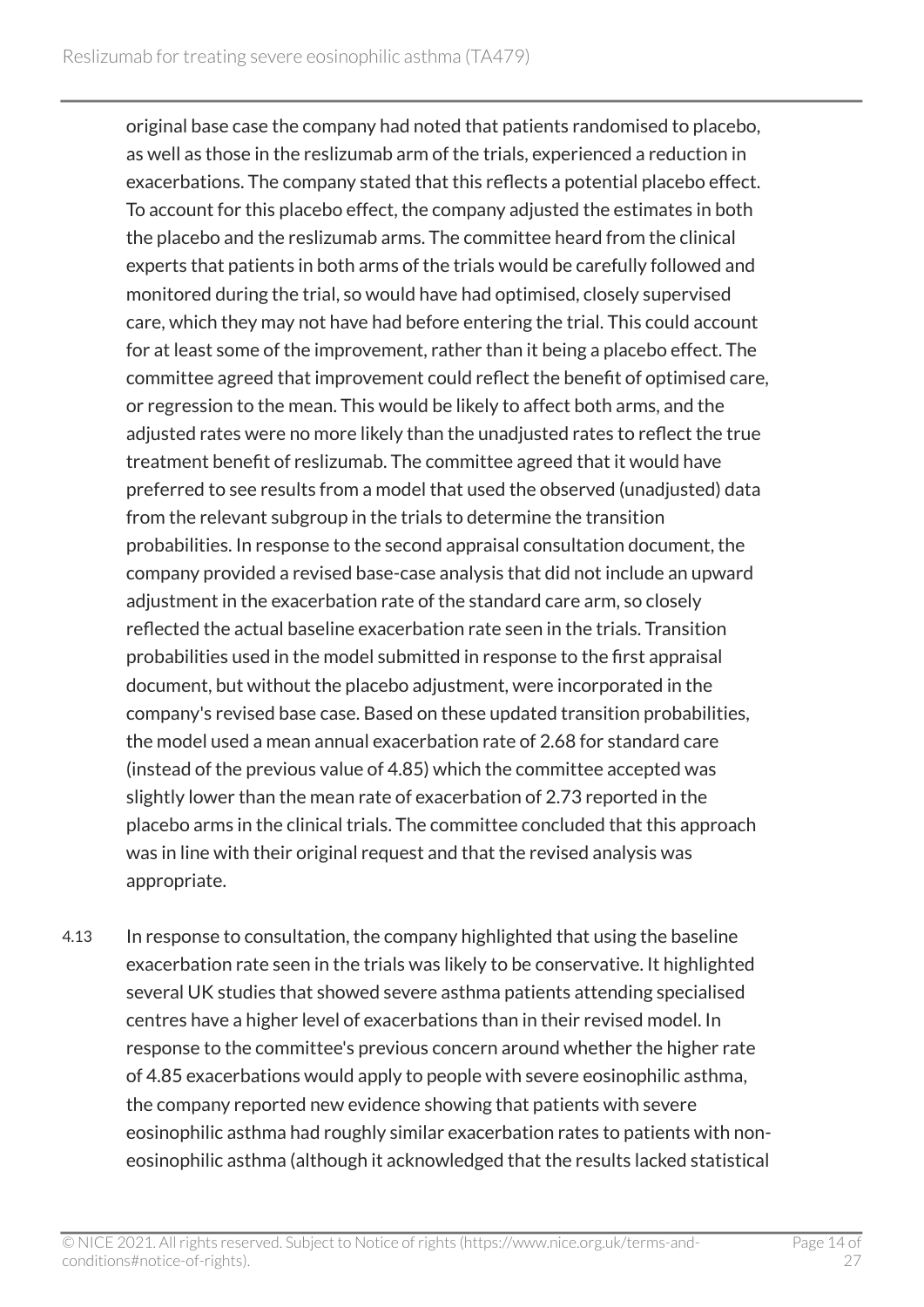original base case the company had noted that patients randomised to placebo, as well as those in the reslizumab arm of the trials, experienced a reduction in exacerbations. The company stated that this reflects a potential placebo effect. To account for this placebo effect, the company adjusted the estimates in both the placebo and the reslizumab arms. The committee heard from the clinical experts that patients in both arms of the trials would be carefully followed and monitored during the trial, so would have had optimised, closely supervised care, which they may not have had before entering the trial. This could account for at least some of the improvement, rather than it being a placebo effect. The committee agreed that improvement could reflect the benefit of optimised care, or regression to the mean. This would be likely to affect both arms, and the adjusted rates were no more likely than the unadjusted rates to reflect the true treatment benefit of reslizumab. The committee agreed that it would have preferred to see results from a model that used the observed (unadjusted) data from the relevant subgroup in the trials to determine the transition probabilities. In response to the second appraisal consultation document, the company provided a revised base-case analysis that did not include an upward adjustment in the exacerbation rate of the standard care arm, so closely reflected the actual baseline exacerbation rate seen in the trials. Transition probabilities used in the model submitted in response to the first appraisal document, but without the placebo adjustment, were incorporated in the company's revised base case. Based on these updated transition probabilities, the model used a mean annual exacerbation rate of 2.68 for standard care (instead of the previous value of 4.85) which the committee accepted was slightly lower than the mean rate of exacerbation of 2.73 reported in the placebo arms in the clinical trials. The committee concluded that this approach was in line with their original request and that the revised analysis was appropriate.

4.13 In response to consultation, the company highlighted that using the baseline exacerbation rate seen in the trials was likely to be conservative. It highlighted several UK studies that showed severe asthma patients attending specialised centres have a higher level of exacerbations than in their revised model. In response to the committee's previous concern around whether the higher rate of 4.85 exacerbations would apply to people with severe eosinophilic asthma, the company reported new evidence showing that patients with severe eosinophilic asthma had roughly similar exacerbation rates to patients with non-eosinophilic asthma (although it acknowledged that the results lacked statistical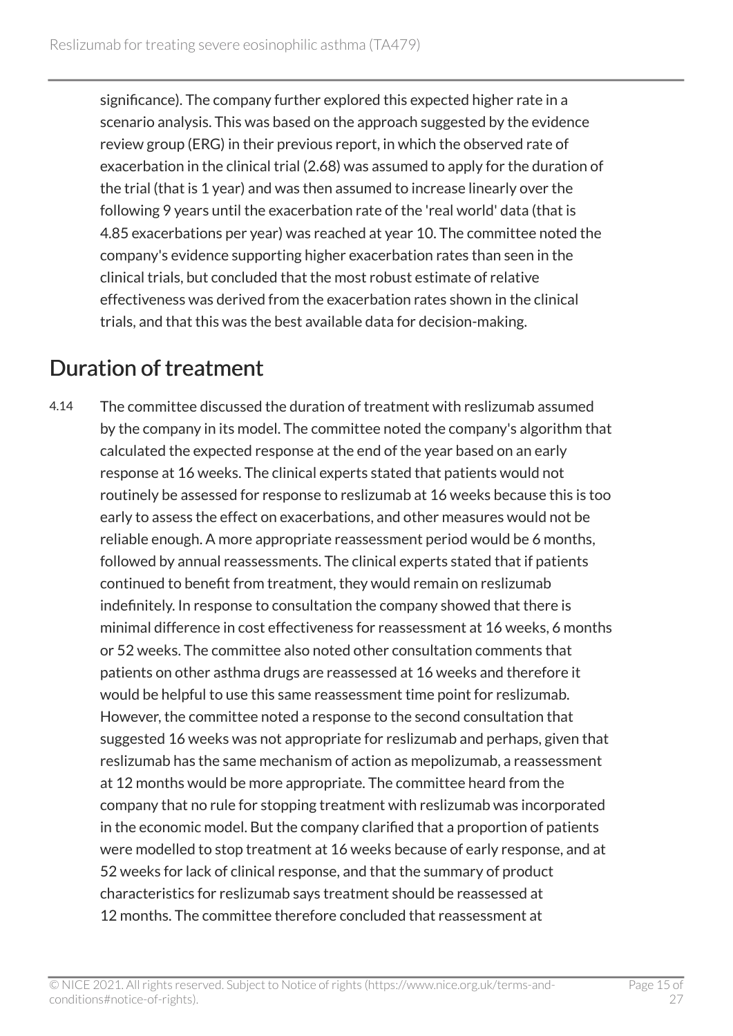significance). The company further explored this expected higher rate in a scenario analysis. This was based on the approach suggested by the evidence review group (ERG) in their previous report, in which the observed rate of exacerbation in the clinical trial (2.68) was assumed to apply for the duration of the trial (that is 1 year) and was then assumed to increase linearly over the following 9 years until the exacerbation rate of the 'real world' data (that is 4.85 exacerbations per year) was reached at year 10. The committee noted the company's evidence supporting higher exacerbation rates than seen in the clinical trials, but concluded that the most robust estimate of relative effectiveness was derived from the exacerbation rates shown in the clinical trials, and that this was the best available data for decision-making.

## Duration of treatment

4.14 The committee discussed the duration of treatment with reslizumab assumed by the company in its model. The committee noted the company's algorithm that calculated the expected response at the end of the year based on an early response at 16 weeks. The clinical experts stated that patients would not routinely be assessed for response to reslizumab at 16 weeks because this is too early to assess the effect on exacerbations, and other measures would not be reliable enough. A more appropriate reassessment period would be 6 months, followed by annual reassessments. The clinical experts stated that if patients continued to benefit from treatment, they would remain on reslizumab indefinitely. In response to consultation the company showed that there is minimal difference in cost effectiveness for reassessment at 16 weeks, 6 months or 52 weeks. The committee also noted other consultation comments that patients on other asthma drugs are reassessed at 16 weeks and therefore it would be helpful to use this same reassessment time point for reslizumab. However, the committee noted a response to the second consultation that suggested 16 weeks was not appropriate for reslizumab and perhaps, given that reslizumab has the same mechanism of action as mepolizumab, a reassessment at 12 months would be more appropriate. The committee heard from the company that no rule for stopping treatment with reslizumab was incorporated in the economic model. But the company clarified that a proportion of patients were modelled to stop treatment at 16 weeks because of early response, and at 52 weeks for lack of clinical response, and that the summary of product characteristics for reslizumab says treatment should be reassessed at 12 months. The committee therefore concluded that reassessment at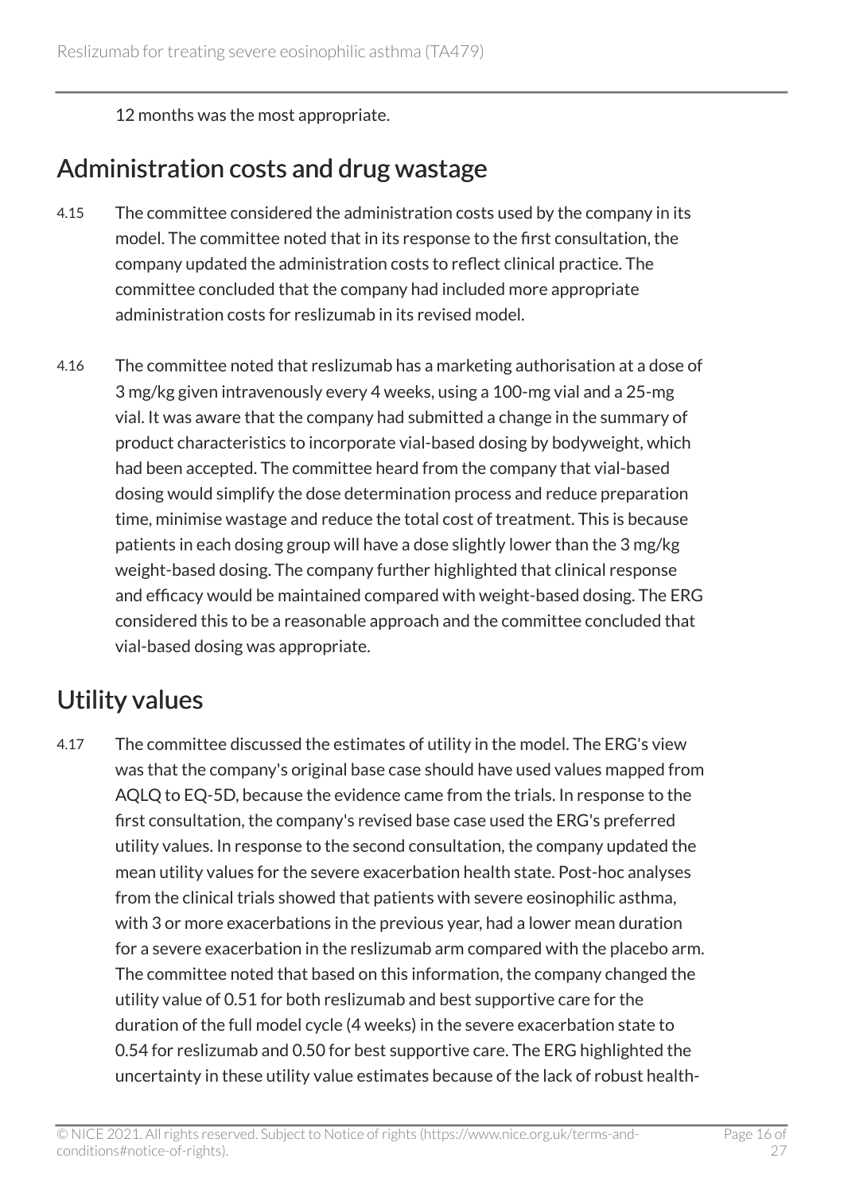12 months was the most appropriate.

## Administration costs and drug wastage

4.15 The committee considered the administration costs used by the company in its model. The committee noted that in its response to the first consultation, the company updated the administration costs to reflect clinical practice. The committee concluded that the company had included more appropriate administration costs for reslizumab in its revised model.

4.16 The committee noted that reslizumab has a marketing authorisation at a dose of 3 mg/kg given intravenously every 4 weeks, using a 100-mg vial and a 25-mg vial. It was aware that the company had submitted a change in the summary of product characteristics to incorporate vial-based dosing by bodyweight, which had been accepted. The committee heard from the company that vial-based dosing would simplify the dose determination process and reduce preparation time, minimise wastage and reduce the total cost of treatment. This is because patients in each dosing group will have a dose slightly lower than the 3 mg/kg weight-based dosing. The company further highlighted that clinical response and efficacy would be maintained compared with weight-based dosing. The ERG considered this to be a reasonable approach and the committee concluded that vial-based dosing was appropriate.

## Utility values

4.17 The committee discussed the estimates of utility in the model. The ERG's view was that the company's original base case should have used values mapped from AQLQ to EQ-5D, because the evidence came from the trials. In response to the first consultation, the company's revised base case used the ERG's preferred utility values. In response to the second consultation, the company updated the mean utility values for the severe exacerbation health state. Post-hoc analyses from the clinical trials showed that patients with severe eosinophilic asthma, with 3 or more exacerbations in the previous year, had a lower mean duration for a severe exacerbation in the reslizumab arm compared with the placebo arm. The committee noted that based on this information, the company changed the utility value of 0.51 for both reslizumab and best supportive care for the duration of the full model cycle (4 weeks) in the severe exacerbation state to 0.54 for reslizumab and 0.50 for best supportive care. The ERG highlighted the uncertainty in these utility value estimates because of the lack of robust health-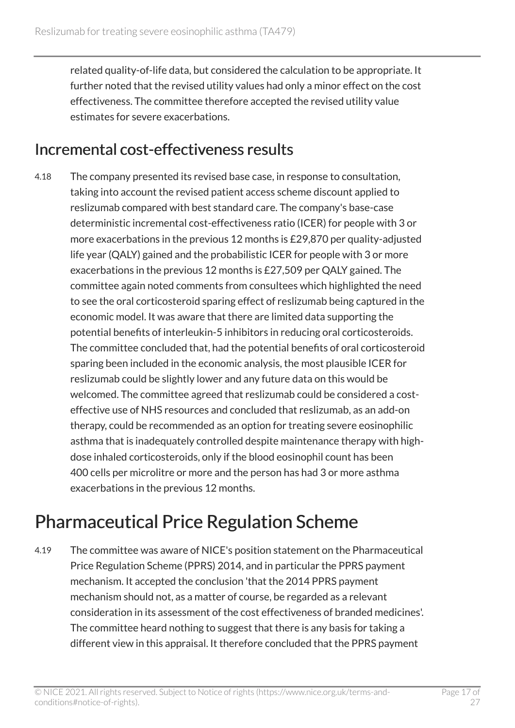related quality-of-life data, but considered the calculation to be appropriate. It further noted that the revised utility values had only a minor effect on the cost effectiveness. The committee therefore accepted the revised utility value estimates for severe exacerbations.

## Incremental cost-effectiveness results

4.18 The company presented its revised base case, in response to consultation, taking into account the revised patient access scheme discount applied to reslizumab compared with best standard care. The company's base-case deterministic incremental cost-effectiveness ratio (ICER) for people with 3 or more exacerbations in the previous 12 months is £29,870 per quality-adjusted life year (QALY) gained and the probabilistic ICER for people with 3 or more exacerbations in the previous 12 months is £27,509 per QALY gained. The committee again noted comments from consultees which highlighted the need to see the oral corticosteroid sparing effect of reslizumab being captured in the economic model. It was aware that there are limited data supporting the potential benefits of interleukin-5 inhibitors in reducing oral corticosteroids. The committee concluded that, had the potential benefits of oral corticosteroid sparing been included in the economic analysis, the most plausible ICER for reslizumab could be slightly lower and any future data on this would be welcomed. The committee agreed that reslizumab could be considered a cost-effective use of NHS resources and concluded that reslizumab, as an add-on therapy, could be recommended as an option for treating severe eosinophilic asthma that is inadequately controlled despite maintenance therapy with high-dose inhaled corticosteroids, only if the blood eosinophil count has been 400 cells per microlitre or more and the person has had 3 or more asthma exacerbations in the previous 12 months.

# Pharmaceutical Price Regulation Scheme

4.19 The committee was aware of NICE's position statement on the Pharmaceutical Price Regulation Scheme (PPRS) 2014, and in particular the PPRS payment mechanism. It accepted the conclusion 'that the 2014 PPRS payment mechanism should not, as a matter of course, be regarded as a relevant consideration in its assessment of the cost effectiveness of branded medicines'. The committee heard nothing to suggest that there is any basis for taking a different view in this appraisal. It therefore concluded that the PPRS payment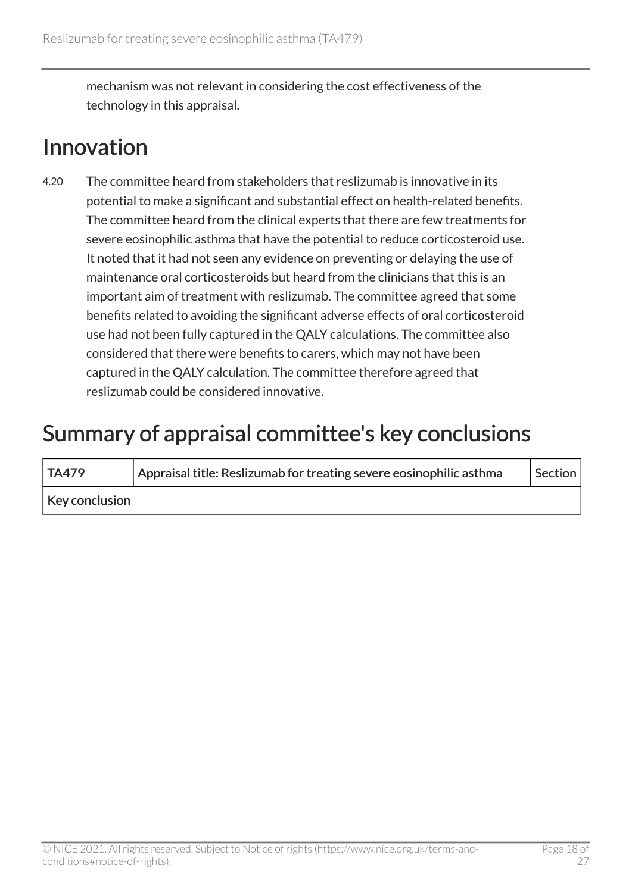mechanism was not relevant in considering the cost effectiveness of the technology in this appraisal.

## Innovation

4.20 The committee heard from stakeholders that reslizumab is innovative in its potential to make a significant and substantial effect on health-related benefits. The committee heard from the clinical experts that there are few treatments for severe eosinophilic asthma that have the potential to reduce corticosteroid use. It noted that it had not seen any evidence on preventing or delaying the use of maintenance oral corticosteroids but heard from the clinicians that this is an important aim of treatment with reslizumab. The committee agreed that some benefits related to avoiding the significant adverse effects of oral corticosteroid use had not been fully captured in the QALY calculations. The committee also considered that there were benefits to carers, which may not have been captured in the QALY calculation. The committee therefore agreed that reslizumab could be considered innovative.

## Summary of appraisal committee's key conclusions

| TA479 | Appraisal title: Reslizumab for treating severe eosinophilic asthma | Section |
|---|---|---|
| Key conclusion | | |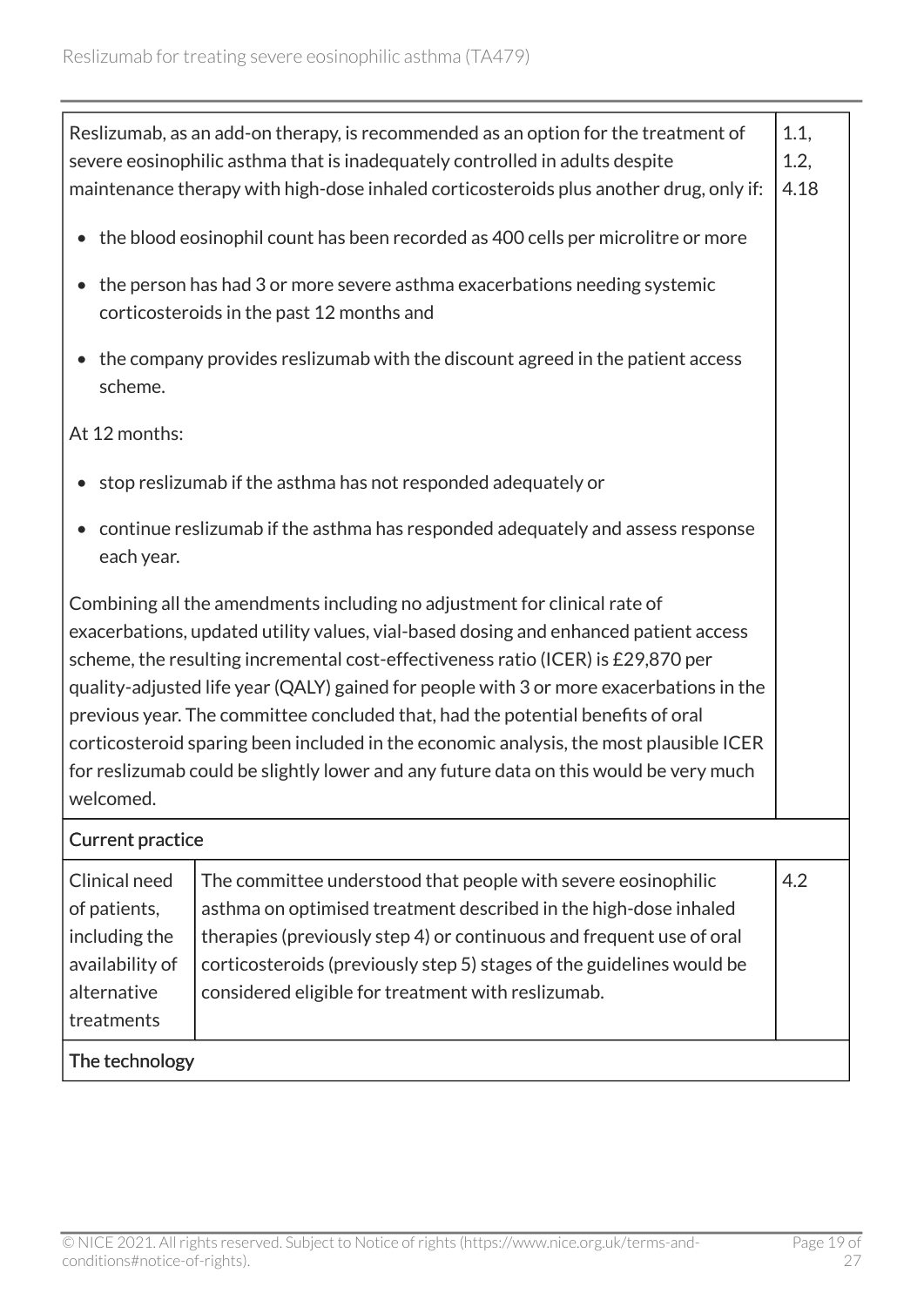| | | |
|---|---|---|
| Reslizumab, as an add-on therapy, is recommended as an option for the treatment of severe eosinophilic asthma that is inadequately controlled in adults despite maintenance therapy with high-dose inhaled corticosteroids plus another drug, only if:<br><br>• the blood eosinophil count has been recorded as 400 cells per microlitre or more<br>• the person has had 3 or more severe asthma exacerbations needing systemic corticosteroids in the past 12 months and<br>• the company provides reslizumab with the discount agreed in the patient access scheme.<br><br>At 12 months:<br><br>• stop reslizumab if the asthma has not responded adequately or<br>• continue reslizumab if the asthma has responded adequately and assess response each year.<br><br>Combining all the amendments including no adjustment for clinical rate of exacerbations, updated utility values, vial-based dosing and enhanced patient access scheme, the resulting incremental cost-effectiveness ratio (ICER) is £29,870 per quality-adjusted life year (QALY) gained for people with 3 or more exacerbations in the previous year. The committee concluded that, had the potential benefits of oral corticosteroid sparing been included in the economic analysis, the most plausible ICER for reslizumab could be slightly lower and any future data on this would be very much welcomed. | | 1.1, 1.2, 4.18 |
| **Current practice** | | |
| Clinical need of patients, including the availability of alternative treatments | The committee understood that people with severe eosinophilic asthma on optimised treatment described in the high-dose inhaled therapies (previously step 4) or continuous and frequent use of oral corticosteroids (previously step 5) stages of the guidelines would be considered eligible for treatment with reslizumab. | 4.2 |
| **The technology** | | |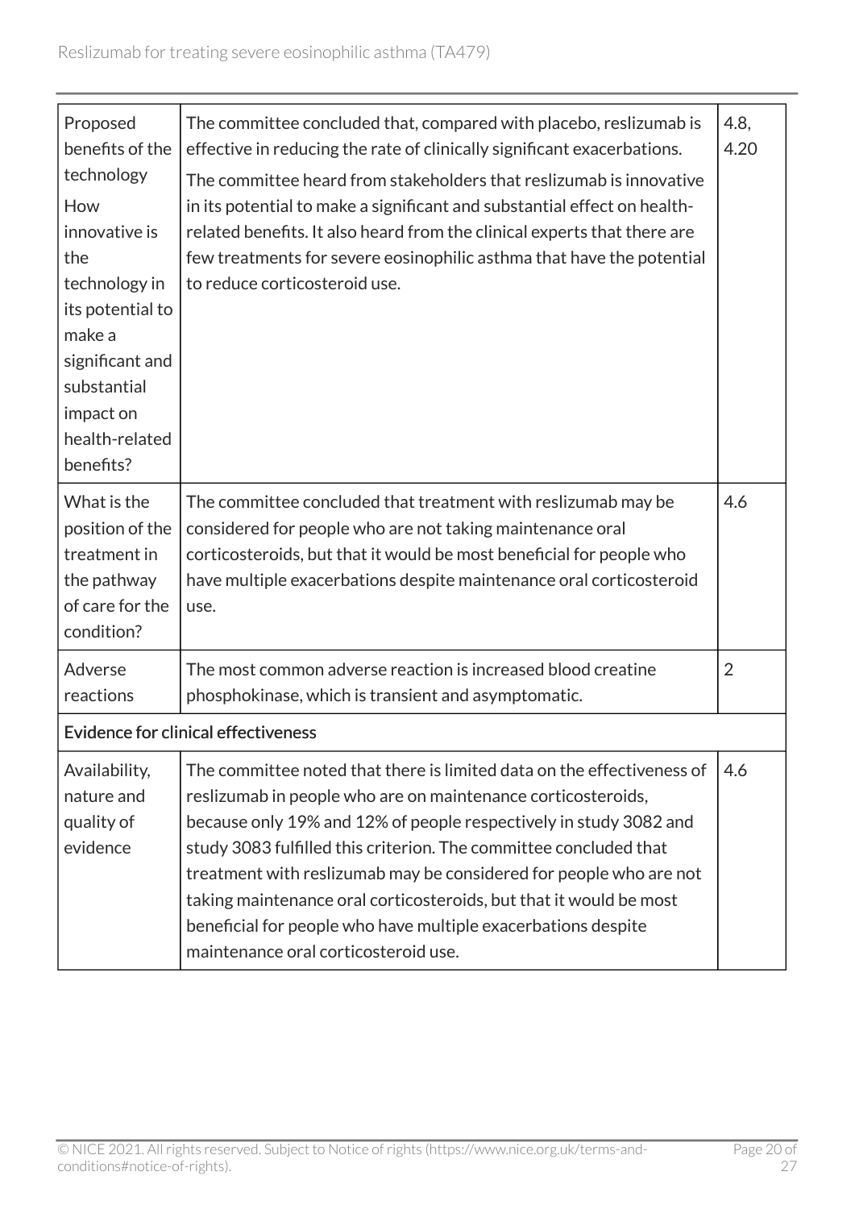| | | |
|---|---|---|
| Proposed benefits of the technology<br><br>How innovative is the technology in its potential to make a significant and substantial impact on health-related benefits? | The committee concluded that, compared with placebo, reslizumab is effective in reducing the rate of clinically significant exacerbations.<br><br>The committee heard from stakeholders that reslizumab is innovative in its potential to make a significant and substantial effect on health-related benefits. It also heard from the clinical experts that there are few treatments for severe eosinophilic asthma that have the potential to reduce corticosteroid use. | 4.8, 4.20 |
| What is the position of the treatment in the pathway of care for the condition? | The committee concluded that treatment with reslizumab may be considered for people who are not taking maintenance oral corticosteroids, but that it would be most beneficial for people who have multiple exacerbations despite maintenance oral corticosteroid use. | 4.6 |
| Adverse reactions | The most common adverse reaction is increased blood creatine phosphokinase, which is transient and asymptomatic. | 2 |
| **Evidence for clinical effectiveness** | | |
| Availability, nature and quality of evidence | The committee noted that there is limited data on the effectiveness of reslizumab in people who are on maintenance corticosteroids, because only 19% and 12% of people respectively in study 3082 and study 3083 fulfilled this criterion. The committee concluded that treatment with reslizumab may be considered for people who are not taking maintenance oral corticosteroids, but that it would be most beneficial for people who have multiple exacerbations despite maintenance oral corticosteroid use. | 4.6 |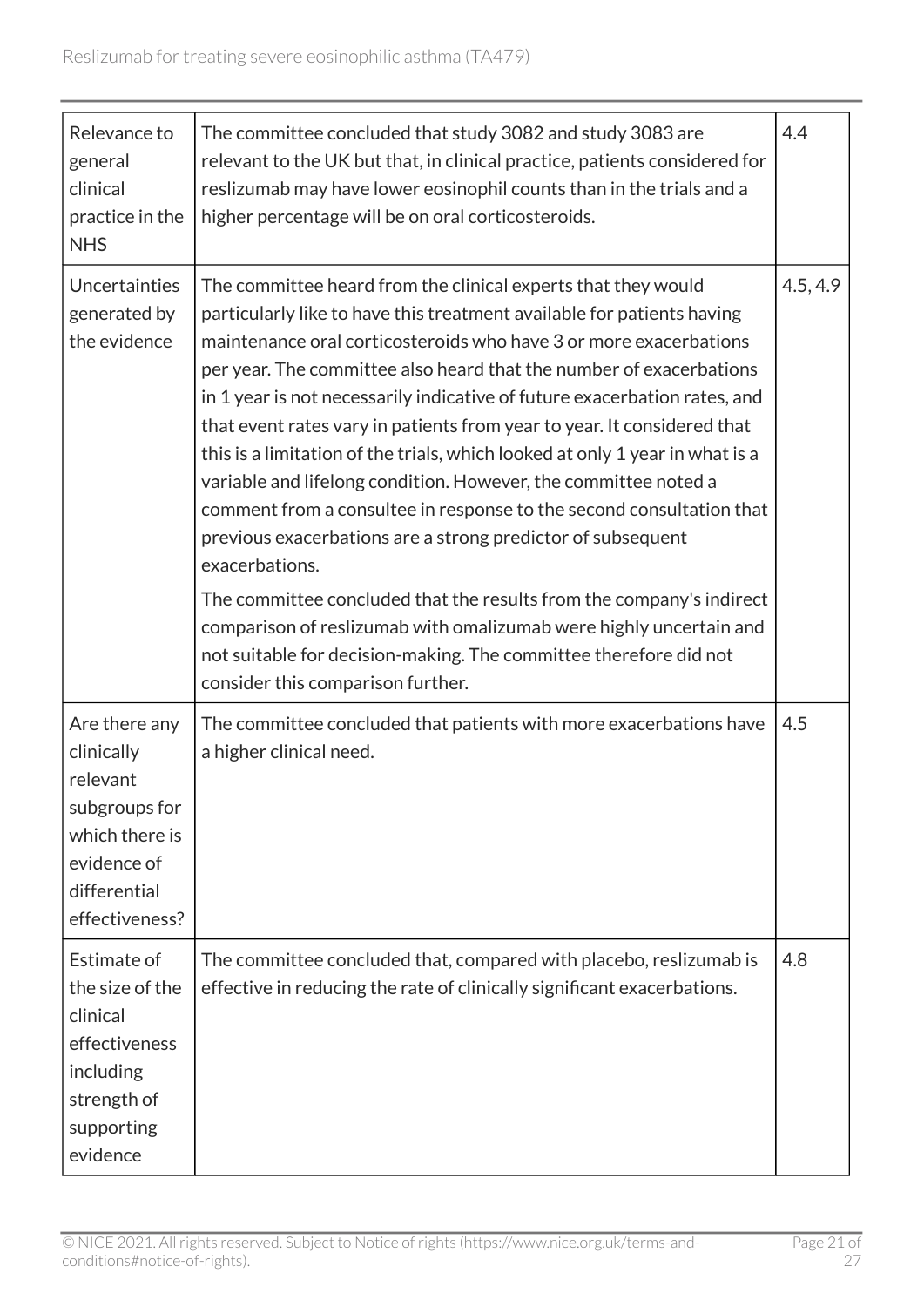| Relevance to general clinical practice in the NHS | The committee concluded that study 3082 and study 3083 are relevant to the UK but that, in clinical practice, patients considered for reslizumab may have lower eosinophil counts than in the trials and a higher percentage will be on oral corticosteroids. | 4.4 |
|---|---|---|
| Uncertainties generated by the evidence | The committee heard from the clinical experts that they would particularly like to have this treatment available for patients having maintenance oral corticosteroids who have 3 or more exacerbations per year. The committee also heard that the number of exacerbations in 1 year is not necessarily indicative of future exacerbation rates, and that event rates vary in patients from year to year. It considered that this is a limitation of the trials, which looked at only 1 year in what is a variable and lifelong condition. However, the committee noted a comment from a consultee in response to the second consultation that previous exacerbations are a strong predictor of subsequent exacerbations. <br><br> The committee concluded that the results from the company's indirect comparison of reslizumab with omalizumab were highly uncertain and not suitable for decision-making. The committee therefore did not consider this comparison further. | 4.5, 4.9 |
| Are there any clinically relevant subgroups for which there is evidence of differential effectiveness? | The committee concluded that patients with more exacerbations have a higher clinical need. | 4.5 |
| Estimate of the size of the clinical effectiveness including strength of supporting evidence | The committee concluded that, compared with placebo, reslizumab is effective in reducing the rate of clinically significant exacerbations. | 4.8 |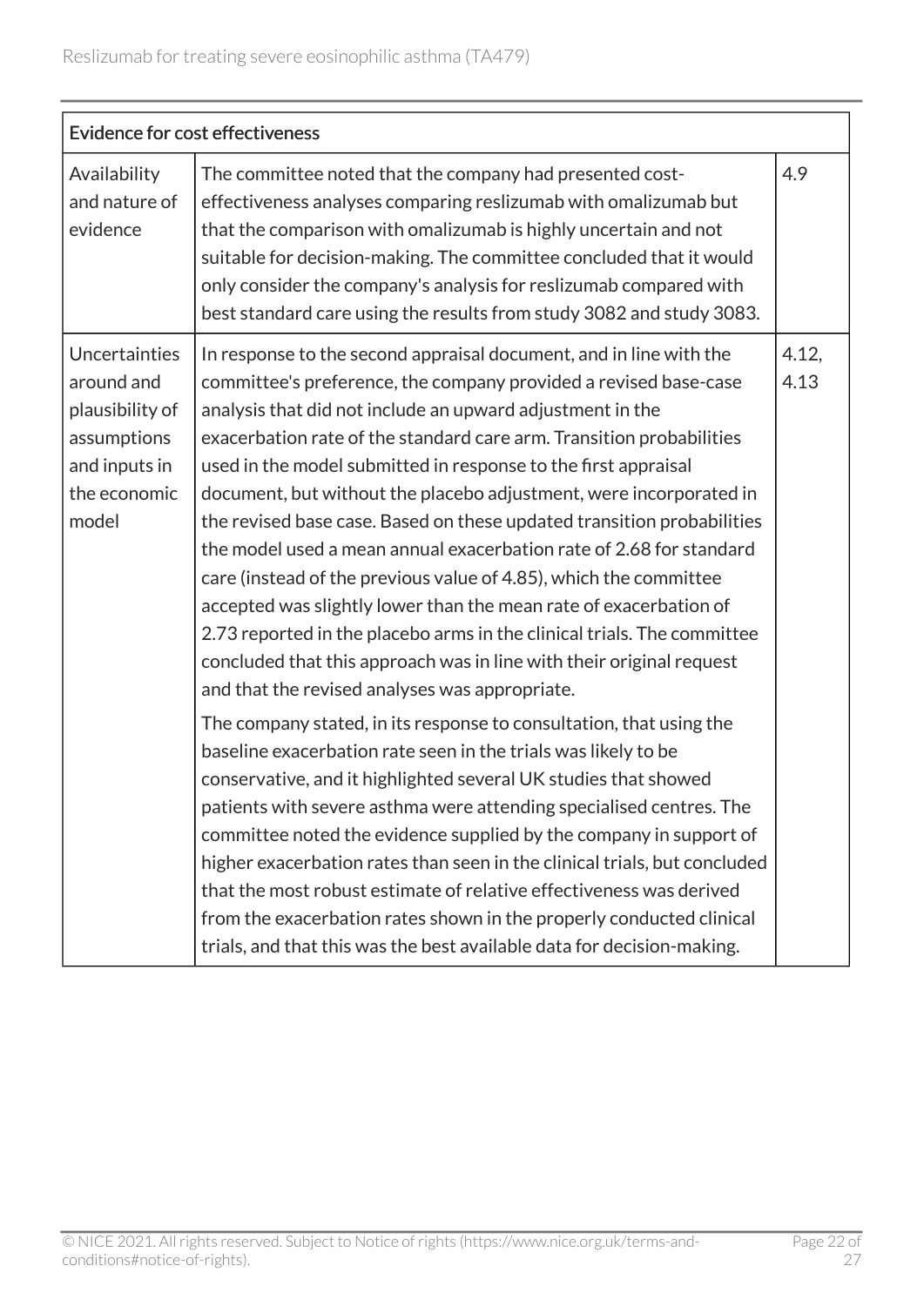| Evidence for cost effectiveness | | |
|---|---|---|
| Availability and nature of evidence | The committee noted that the company had presented cost-effectiveness analyses comparing reslizumab with omalizumab but that the comparison with omalizumab is highly uncertain and not suitable for decision-making. The committee concluded that it would only consider the company's analysis for reslizumab compared with best standard care using the results from study 3082 and study 3083. | 4.9 |
| Uncertainties around and plausibility of assumptions and inputs in the economic model | In response to the second appraisal document, and in line with the committee's preference, the company provided a revised base-case analysis that did not include an upward adjustment in the exacerbation rate of the standard care arm. Transition probabilities used in the model submitted in response to the first appraisal document, but without the placebo adjustment, were incorporated in the revised base case. Based on these updated transition probabilities the model used a mean annual exacerbation rate of 2.68 for standard care (instead of the previous value of 4.85), which the committee accepted was slightly lower than the mean rate of exacerbation of 2.73 reported in the placebo arms in the clinical trials. The committee concluded that this approach was in line with their original request and that the revised analyses was appropriate.<br><br>The company stated, in its response to consultation, that using the baseline exacerbation rate seen in the trials was likely to be conservative, and it highlighted several UK studies that showed patients with severe asthma were attending specialised centres. The committee noted the evidence supplied by the company in support of higher exacerbation rates than seen in the clinical trials, but concluded that the most robust estimate of relative effectiveness was derived from the exacerbation rates shown in the properly conducted clinical trials, and that this was the best available data for decision-making. | 4.12, 4.13 |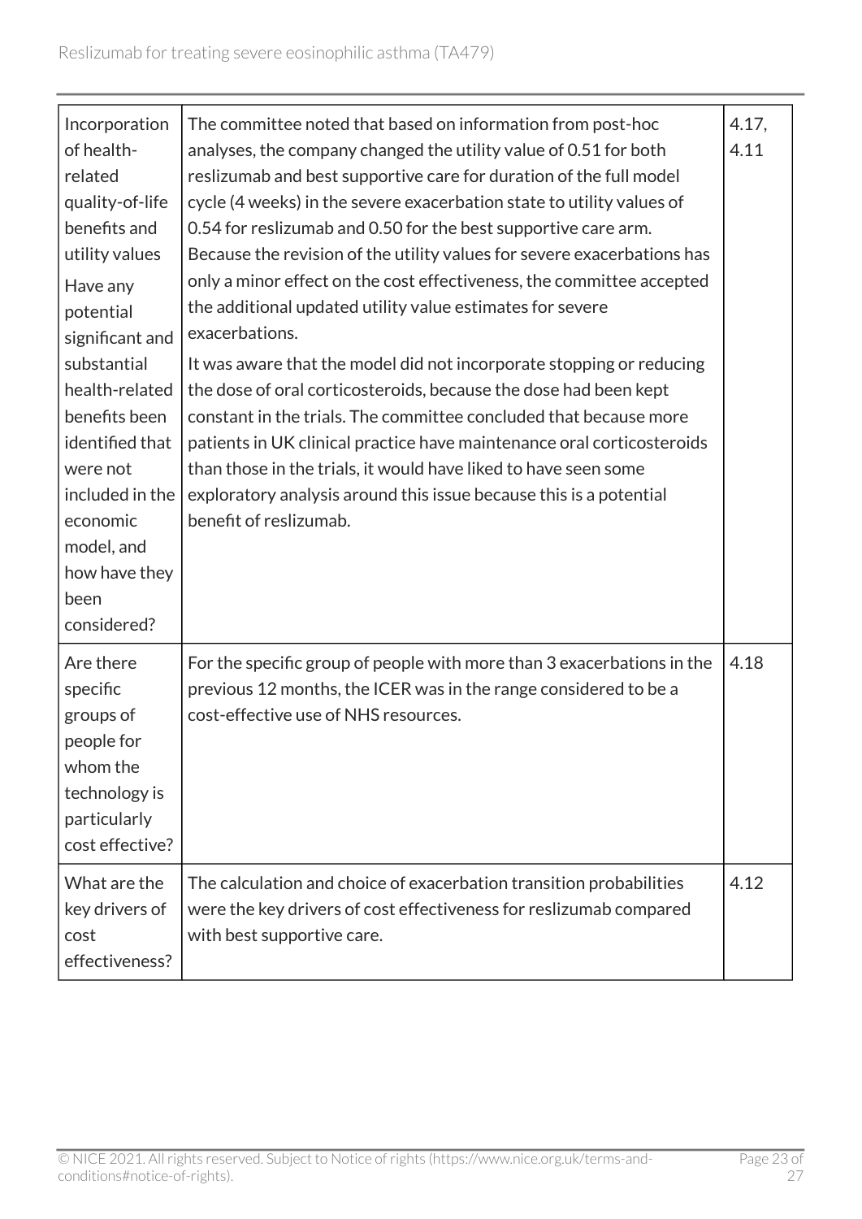| | | |
|---|---|---|
| Incorporation of health-related quality-of-life benefits and utility values<br><br>Have any potential significant and substantial health-related benefits been identified that were not included in the economic model, and how have they been considered? | The committee noted that based on information from post-hoc analyses, the company changed the utility value of 0.51 for both reslizumab and best supportive care for duration of the full model cycle (4 weeks) in the severe exacerbation state to utility values of 0.54 for reslizumab and 0.50 for the best supportive care arm. Because the revision of the utility values for severe exacerbations has only a minor effect on the cost effectiveness, the committee accepted the additional updated utility value estimates for severe exacerbations.<br><br>It was aware that the model did not incorporate stopping or reducing the dose of oral corticosteroids, because the dose had been kept constant in the trials. The committee concluded that because more patients in UK clinical practice have maintenance oral corticosteroids than those in the trials, it would have liked to have seen some exploratory analysis around this issue because this is a potential benefit of reslizumab. | 4.17, 4.11 |
| Are there specific groups of people for whom the technology is particularly cost effective? | For the specific group of people with more than 3 exacerbations in the previous 12 months, the ICER was in the range considered to be a cost-effective use of NHS resources. | 4.18 |
| What are the key drivers of cost effectiveness? | The calculation and choice of exacerbation transition probabilities were the key drivers of cost effectiveness for reslizumab compared with best supportive care. | 4.12 |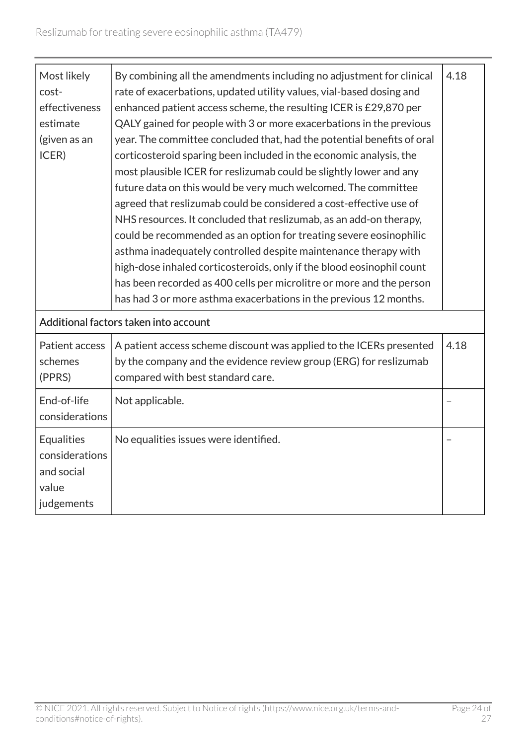| | | |
|---|---|---|
| Most likely cost-effectiveness estimate (given as an ICER) | By combining all the amendments including no adjustment for clinical rate of exacerbations, updated utility values, vial-based dosing and enhanced patient access scheme, the resulting ICER is £29,870 per QALY gained for people with 3 or more exacerbations in the previous year. The committee concluded that, had the potential benefits of oral corticosteroid sparing been included in the economic analysis, the most plausible ICER for reslizumab could be slightly lower and any future data on this would be very much welcomed. The committee agreed that reslizumab could be considered a cost-effective use of NHS resources. It concluded that reslizumab, as an add-on therapy, could be recommended as an option for treating severe eosinophilic asthma inadequately controlled despite maintenance therapy with high-dose inhaled corticosteroids, only if the blood eosinophil count has been recorded as 400 cells per microlitre or more and the person has had 3 or more asthma exacerbations in the previous 12 months. | 4.18 |
| Additional factors taken into account | | |
| Patient access schemes (PPRS) | A patient access scheme discount was applied to the ICERs presented by the company and the evidence review group (ERG) for reslizumab compared with best standard care. | 4.18 |
| End-of-life considerations | Not applicable. | – |
| Equalities considerations and social value judgements | No equalities issues were identified. | – |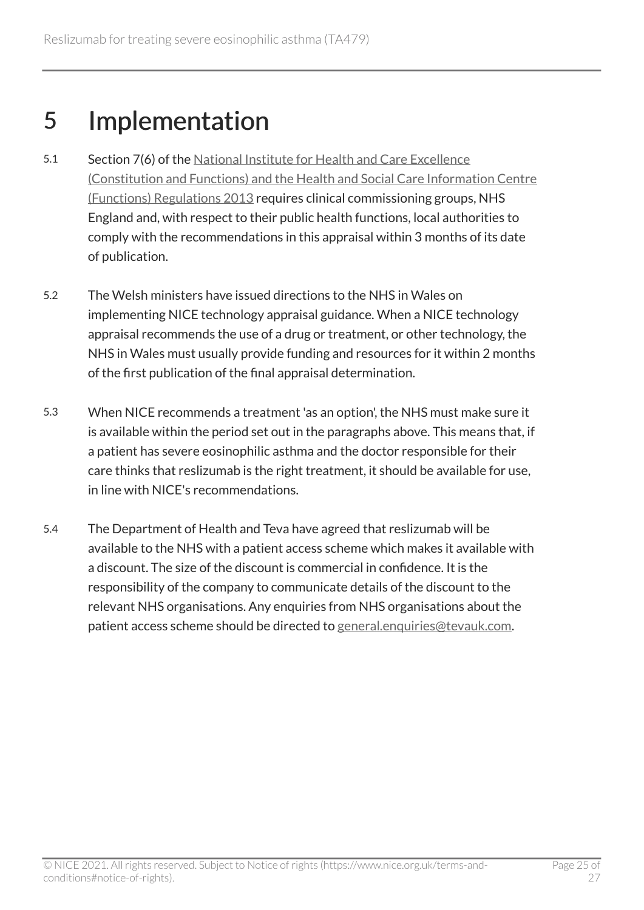# 5 Implementation

5.1 Section 7(6) of the [National Institute for Health and Care Excellence (Constitution and Functions) and the Health and Social Care Information Centre (Functions) Regulations 2013] requires clinical commissioning groups, NHS England and, with respect to their public health functions, local authorities to comply with the recommendations in this appraisal within 3 months of its date of publication.

5.2 The Welsh ministers have issued directions to the NHS in Wales on implementing NICE technology appraisal guidance. When a NICE technology appraisal recommends the use of a drug or treatment, or other technology, the NHS in Wales must usually provide funding and resources for it within 2 months of the first publication of the final appraisal determination.

5.3 When NICE recommends a treatment 'as an option', the NHS must make sure it is available within the period set out in the paragraphs above. This means that, if a patient has severe eosinophilic asthma and the doctor responsible for their care thinks that reslizumab is the right treatment, it should be available for use, in line with NICE's recommendations.

5.4 The Department of Health and Teva have agreed that reslizumab will be available to the NHS with a patient access scheme which makes it available with a discount. The size of the discount is commercial in confidence. It is the responsibility of the company to communicate details of the discount to the relevant NHS organisations. Any enquiries from NHS organisations about the patient access scheme should be directed to general.enquiries@tevauk.com.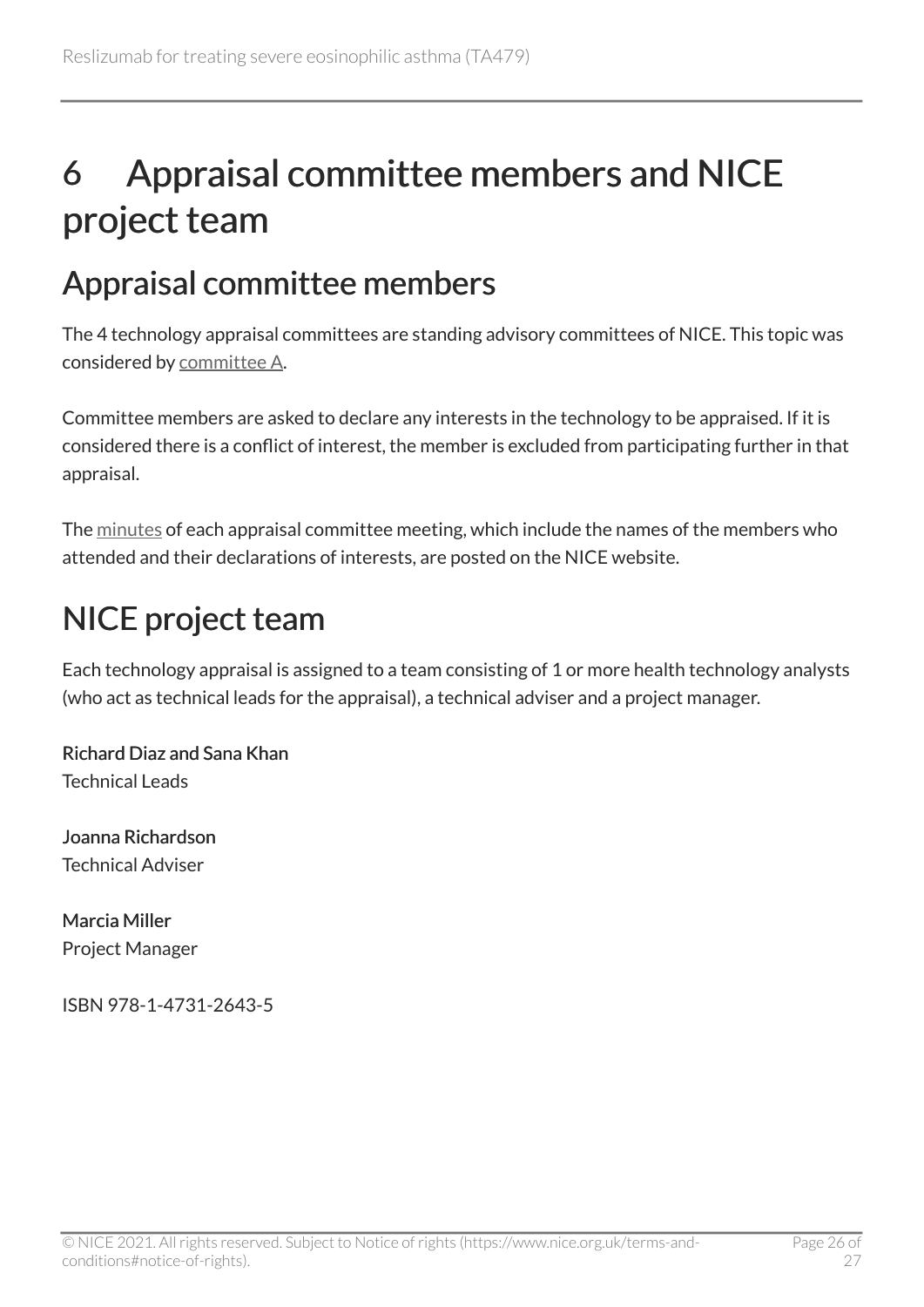# 6 Appraisal committee members and NICE project team

## Appraisal committee members

The 4 technology appraisal committees are standing advisory committees of NICE. This topic was considered by committee A.

Committee members are asked to declare any interests in the technology to be appraised. If it is considered there is a conflict of interest, the member is excluded from participating further in that appraisal.

The minutes of each appraisal committee meeting, which include the names of the members who attended and their declarations of interests, are posted on the NICE website.

## NICE project team

Each technology appraisal is assigned to a team consisting of 1 or more health technology analysts (who act as technical leads for the appraisal), a technical adviser and a project manager.

**Richard Diaz and Sana Khan**
Technical Leads

**Joanna Richardson**
Technical Adviser

**Marcia Miller**
Project Manager

ISBN 978-1-4731-2643-5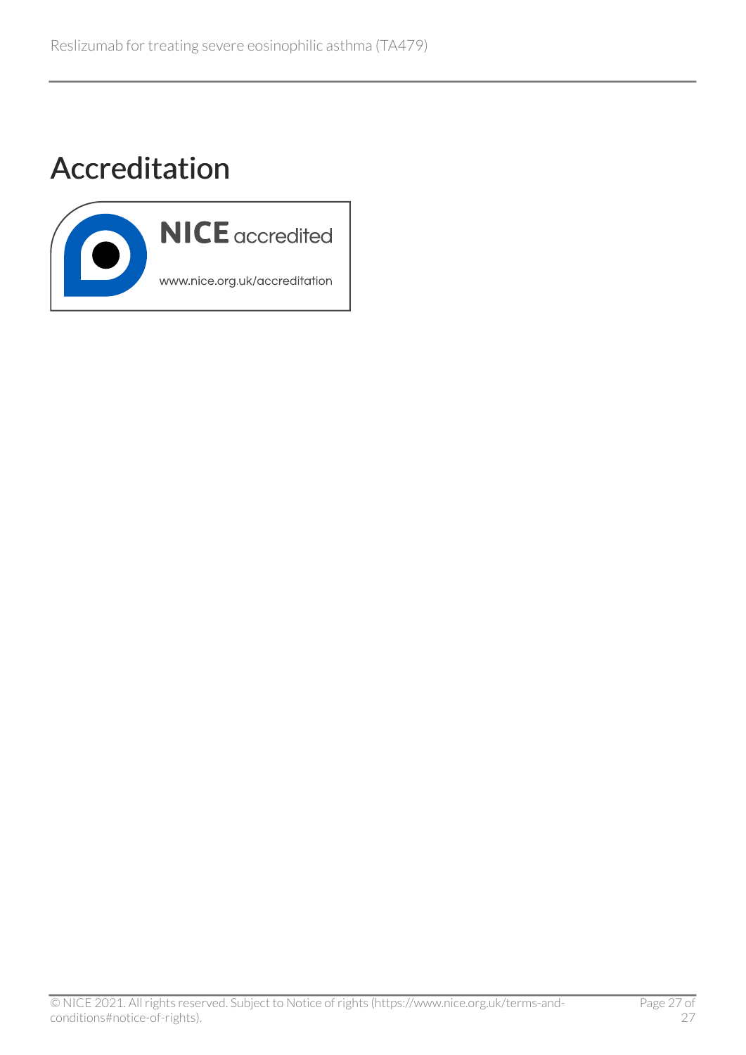# Accreditation

NICE accredited

www.nice.org.uk/accreditation